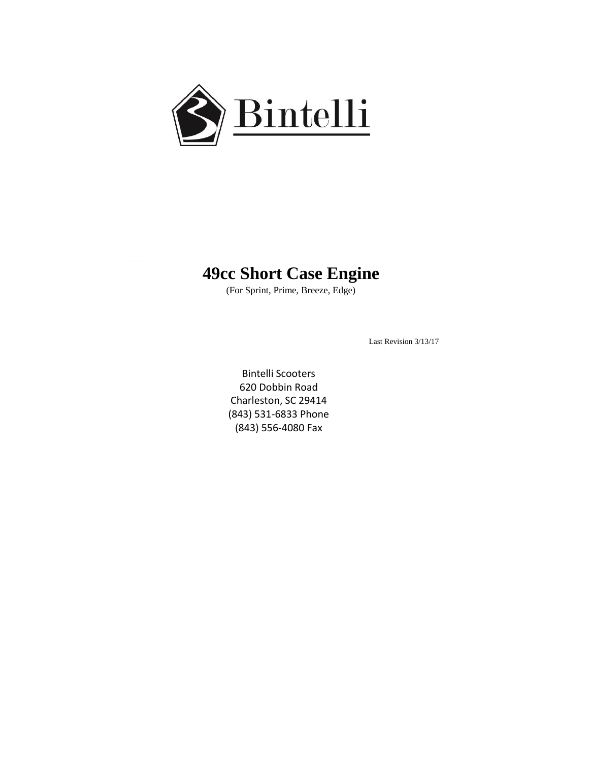Bintelli

# 49cc Short Case Engine

(For Sprint, Prime, Breeze, Edge)

Last Revision 3/13/17

Bintelli Scooters
620 Dobbin Road
Charleston, SC 29414
(843) 531-6833 Phone
(843) 556-4080 Fax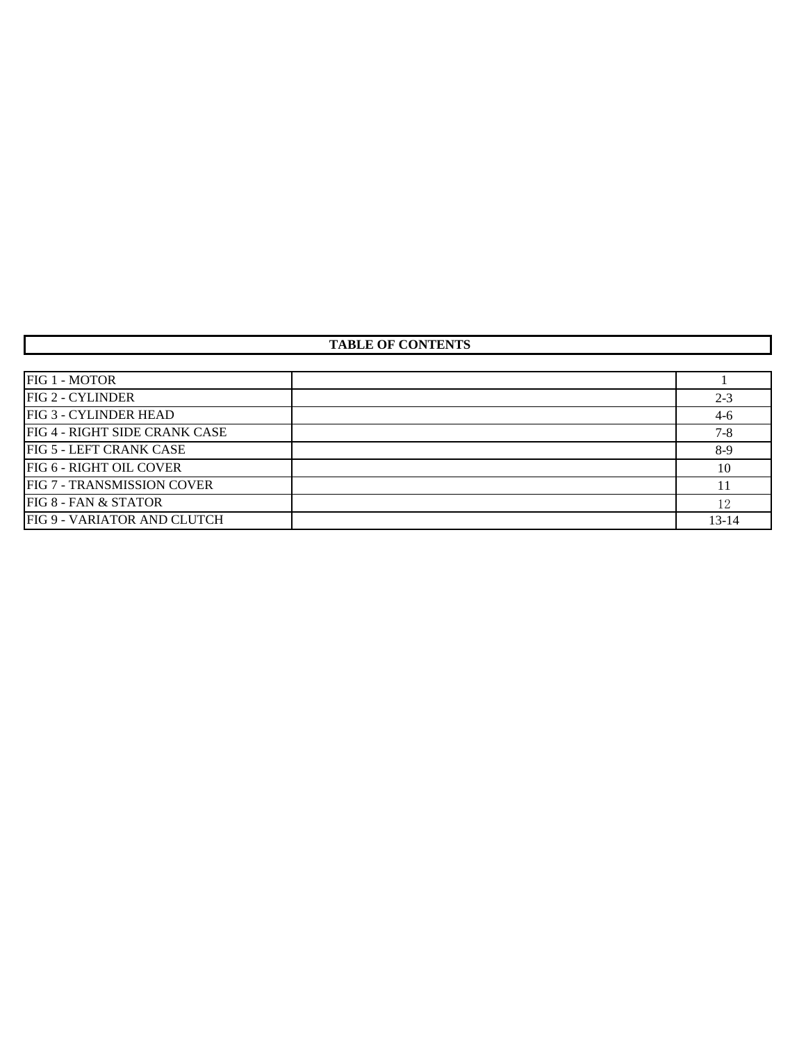# TABLE OF CONTENTS

| | | |
|---|---|---|
| FIG 1 - MOTOR | | 1 |
| FIG 2 - CYLINDER | | 2-3 |
| FIG 3 - CYLINDER HEAD | | 4-6 |
| FIG 4 - RIGHT SIDE CRANK CASE | | 7-8 |
| FIG 5 - LEFT CRANK CASE | | 8-9 |
| FIG 6 - RIGHT OIL COVER | | 10 |
| FIG 7 - TRANSMISSION COVER | | 11 |
| FIG 8 - FAN & STATOR | | 12 |
| FIG 9 - VARIATOR AND CLUTCH | | 13-14 |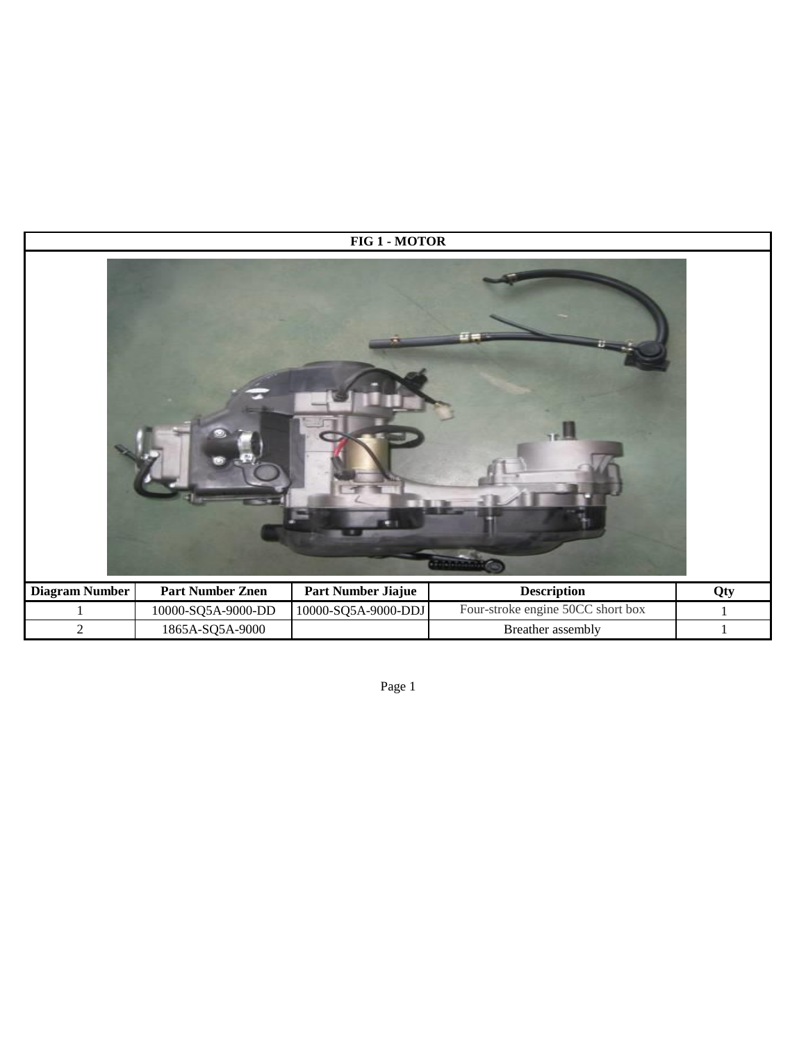## FIG 1 - MOTOR

| Diagram Number | Part Number Znen | Part Number Jiajue | Description | Qty |
|---|---|---|---|---|
| 1 | 10000-SQ5A-9000-DD | 10000-SQ5A-9000-DDJ | Four-stroke engine 50CC short box | 1 |
| 2 | 1865A-SQ5A-9000 | | Breather assembly | 1 |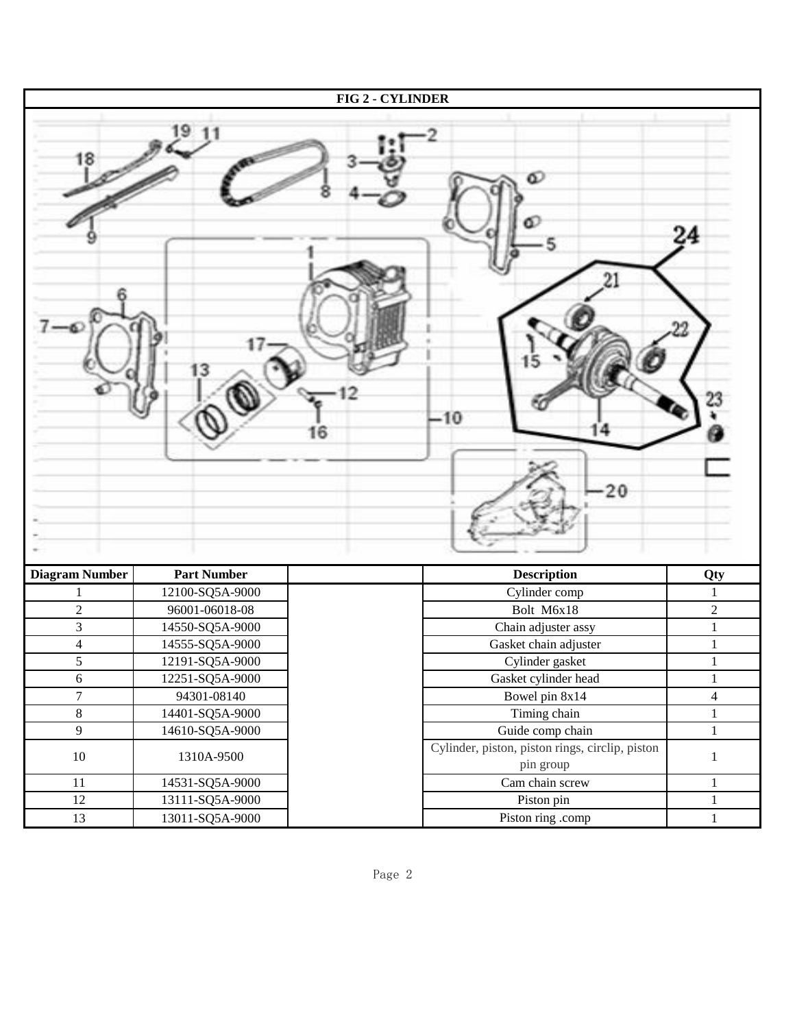| FIG 2 - CYLINDER | | | | |
|---|---|---|---|---|
| **Diagram Number** | **Part Number** | | **Description** | **Qty** |
| 1 | 12100-SQ5A-9000 | | Cylinder comp | 1 |
| 2 | 96001-06018-08 | | Bolt M6x18 | 2 |
| 3 | 14550-SQ5A-9000 | | Chain adjuster assy | 1 |
| 4 | 14555-SQ5A-9000 | | Gasket chain adjuster | 1 |
| 5 | 12191-SQ5A-9000 | | Cylinder gasket | 1 |
| 6 | 12251-SQ5A-9000 | | Gasket cylinder head | 1 |
| 7 | 94301-08140 | | Bowel pin 8x14 | 4 |
| 8 | 14401-SQ5A-9000 | | Timing chain | 1 |
| 9 | 14610-SQ5A-9000 | | Guide comp chain | 1 |
| 10 | 1310A-9500 | | Cylinder, piston, piston rings, circlip, piston pin group | 1 |
| 11 | 14531-SQ5A-9000 | | Cam chain screw | 1 |
| 12 | 13111-SQ5A-9000 | | Piston pin | 1 |
| 13 | 13011-SQ5A-9000 | | Piston ring .comp | 1 |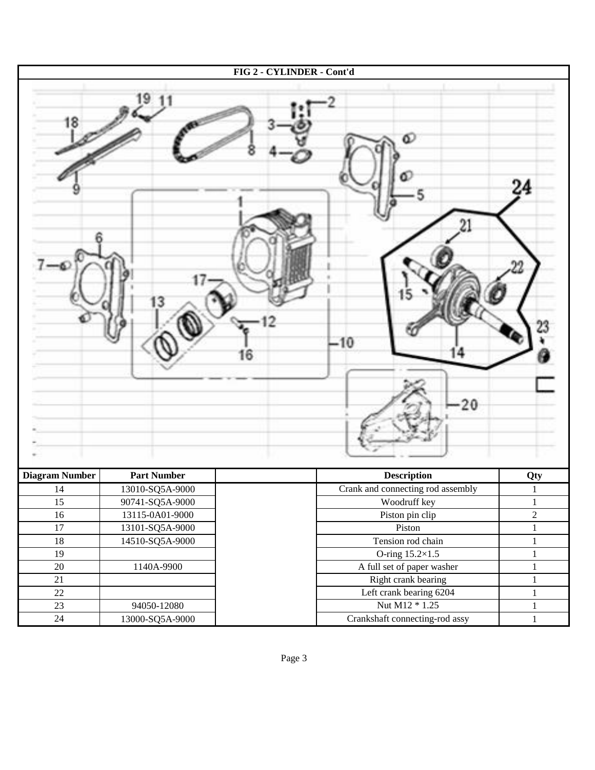## FIG 2 - CYLINDER - Cont'd

| Diagram Number | Part Number | | Description | Qty |
|---|---|---|---|---|
| 14 | 13010-SQ5A-9000 | | Crank and connecting rod assembly | 1 |
| 15 | 90741-SQ5A-9000 | | Woodruff key | 1 |
| 16 | 13115-0A01-9000 | | Piston pin clip | 2 |
| 17 | 13101-SQ5A-9000 | | Piston | 1 |
| 18 | 14510-SQ5A-9000 | | Tension rod chain | 1 |
| 19 | | | O-ring 15.2×1.5 | 1 |
| 20 | 1140A-9900 | | A full set of paper washer | 1 |
| 21 | | | Right crank bearing | 1 |
| 22 | | | Left crank bearing 6204 | 1 |
| 23 | 94050-12080 | | Nut M12 * 1.25 | 1 |
| 24 | 13000-SQ5A-9000 | | Crankshaft connecting-rod assy | 1 |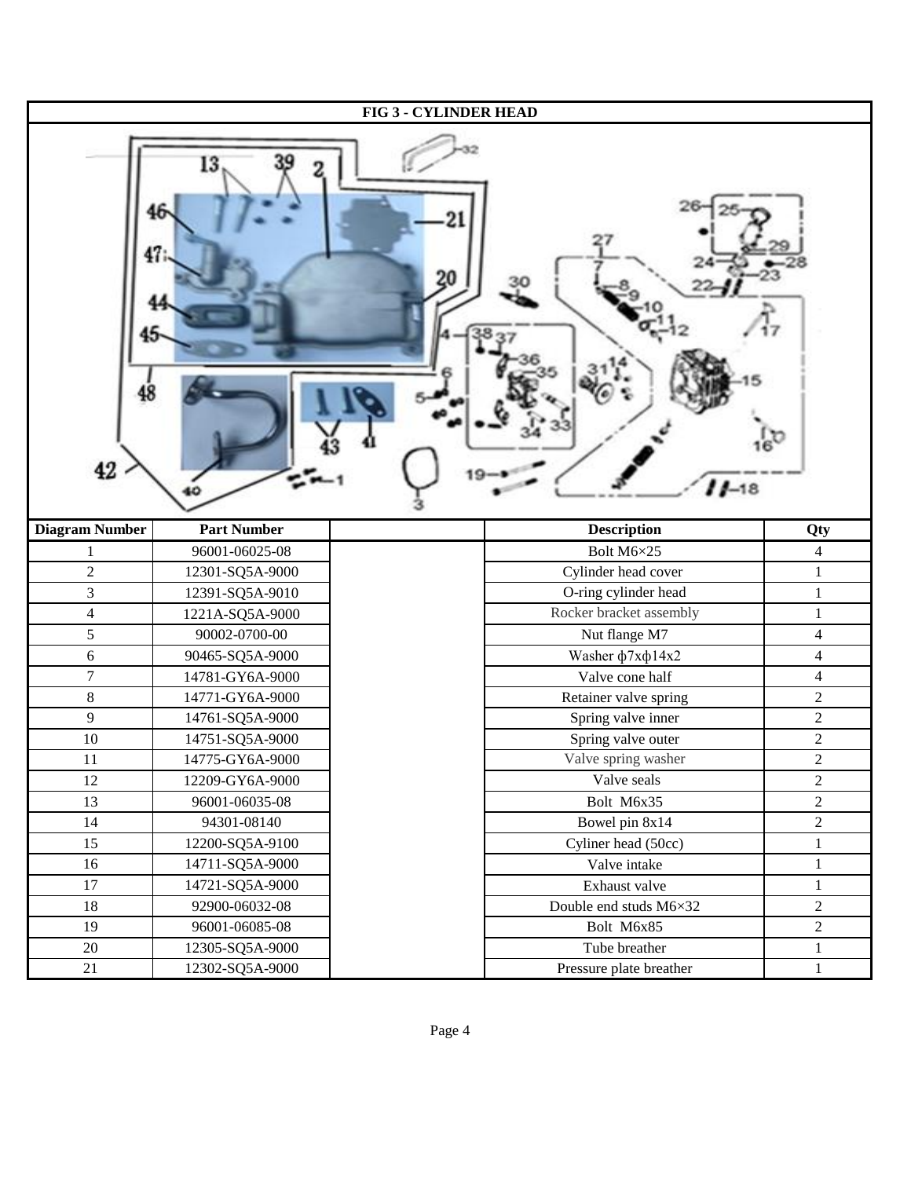**FIG 3 - CYLINDER HEAD**

| Diagram Number | Part Number | | Description | Qty |
|---|---|---|---|---|
| 1 | 96001-06025-08 | | Bolt M6×25 | 4 |
| 2 | 12301-SQ5A-9000 | | Cylinder head cover | 1 |
| 3 | 12391-SQ5A-9010 | | O-ring cylinder head | 1 |
| 4 | 1221A-SQ5A-9000 | | Rocker bracket assembly | 1 |
| 5 | 90002-0700-00 | | Nut flange M7 | 4 |
| 6 | 90465-SQ5A-9000 | | Washer ф7xф14x2 | 4 |
| 7 | 14781-GY6A-9000 | | Valve cone half | 4 |
| 8 | 14771-GY6A-9000 | | Retainer valve spring | 2 |
| 9 | 14761-SQ5A-9000 | | Spring valve inner | 2 |
| 10 | 14751-SQ5A-9000 | | Spring valve outer | 2 |
| 11 | 14775-GY6A-9000 | | Valve spring washer | 2 |
| 12 | 12209-GY6A-9000 | | Valve seals | 2 |
| 13 | 96001-06035-08 | | Bolt M6x35 | 2 |
| 14 | 94301-08140 | | Bowel pin 8x14 | 2 |
| 15 | 12200-SQ5A-9100 | | Cyliner head (50cc) | 1 |
| 16 | 14711-SQ5A-9000 | | Valve intake | 1 |
| 17 | 14721-SQ5A-9000 | | Exhaust valve | 1 |
| 18 | 92900-06032-08 | | Double end studs M6×32 | 2 |
| 19 | 96001-06085-08 | | Bolt M6x85 | 2 |
| 20 | 12305-SQ5A-9000 | | Tube breather | 1 |
| 21 | 12302-SQ5A-9000 | | Pressure plate breather | 1 |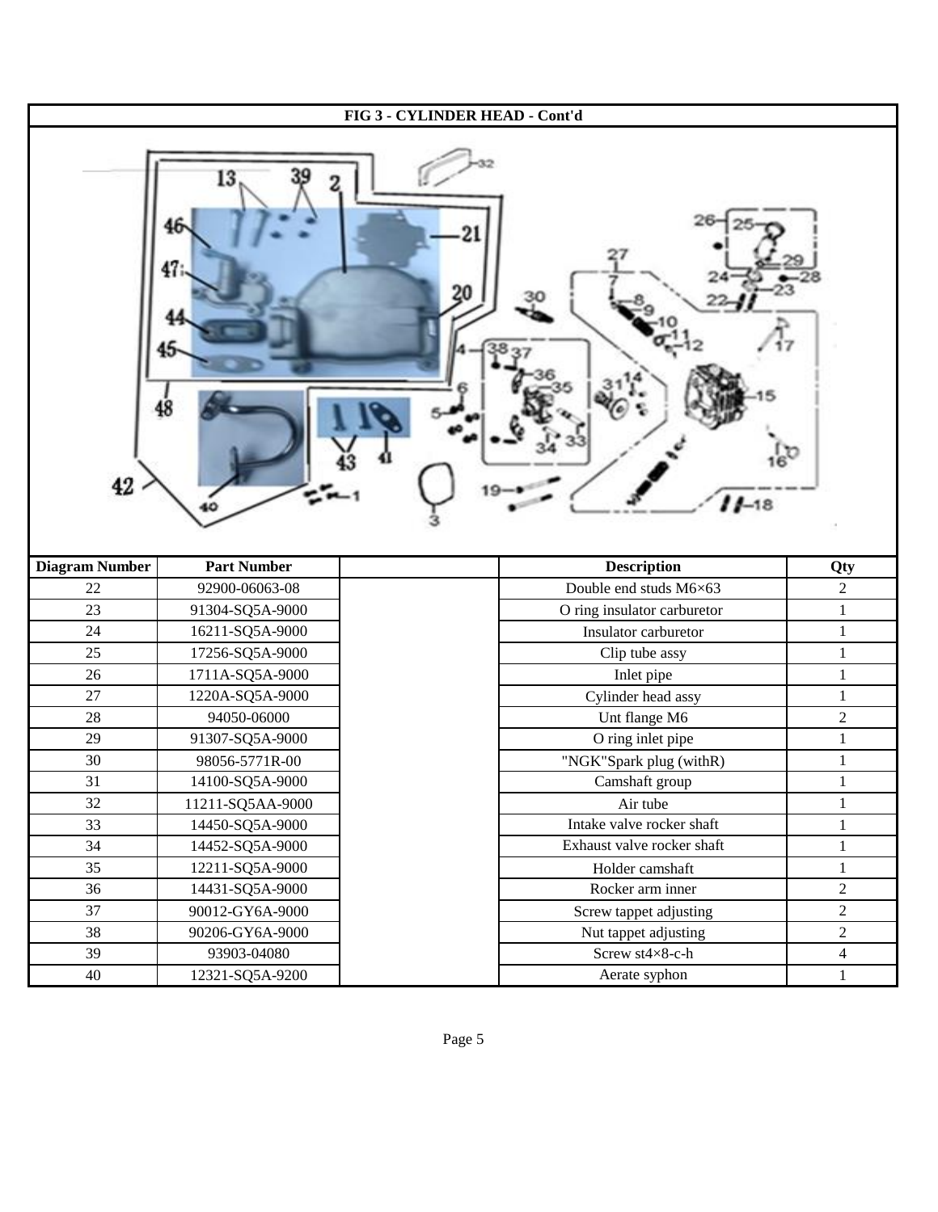## FIG 3 - CYLINDER HEAD - Cont'd

| Diagram Number | Part Number | | Description | Qty |
|---|---|---|---|---|
| 22 | 92900-06063-08 | | Double end studs M6×63 | 2 |
| 23 | 91304-SQ5A-9000 | | O ring insulator carburetor | 1 |
| 24 | 16211-SQ5A-9000 | | Insulator carburetor | 1 |
| 25 | 17256-SQ5A-9000 | | Clip tube assy | 1 |
| 26 | 1711A-SQ5A-9000 | | Inlet pipe | 1 |
| 27 | 1220A-SQ5A-9000 | | Cylinder head assy | 1 |
| 28 | 94050-06000 | | Unt flange M6 | 2 |
| 29 | 91307-SQ5A-9000 | | O ring inlet pipe | 1 |
| 30 | 98056-5771R-00 | | "NGK"Spark plug (withR) | 1 |
| 31 | 14100-SQ5A-9000 | | Camshaft group | 1 |
| 32 | 11211-SQ5AA-9000 | | Air tube | 1 |
| 33 | 14450-SQ5A-9000 | | Intake valve rocker shaft | 1 |
| 34 | 14452-SQ5A-9000 | | Exhaust valve rocker shaft | 1 |
| 35 | 12211-SQ5A-9000 | | Holder camshaft | 1 |
| 36 | 14431-SQ5A-9000 | | Rocker arm inner | 2 |
| 37 | 90012-GY6A-9000 | | Screw tappet adjusting | 2 |
| 38 | 90206-GY6A-9000 | | Nut tappet adjusting | 2 |
| 39 | 93903-04080 | | Screw st4×8-c-h | 4 |
| 40 | 12321-SQ5A-9200 | | Aerate syphon | 1 |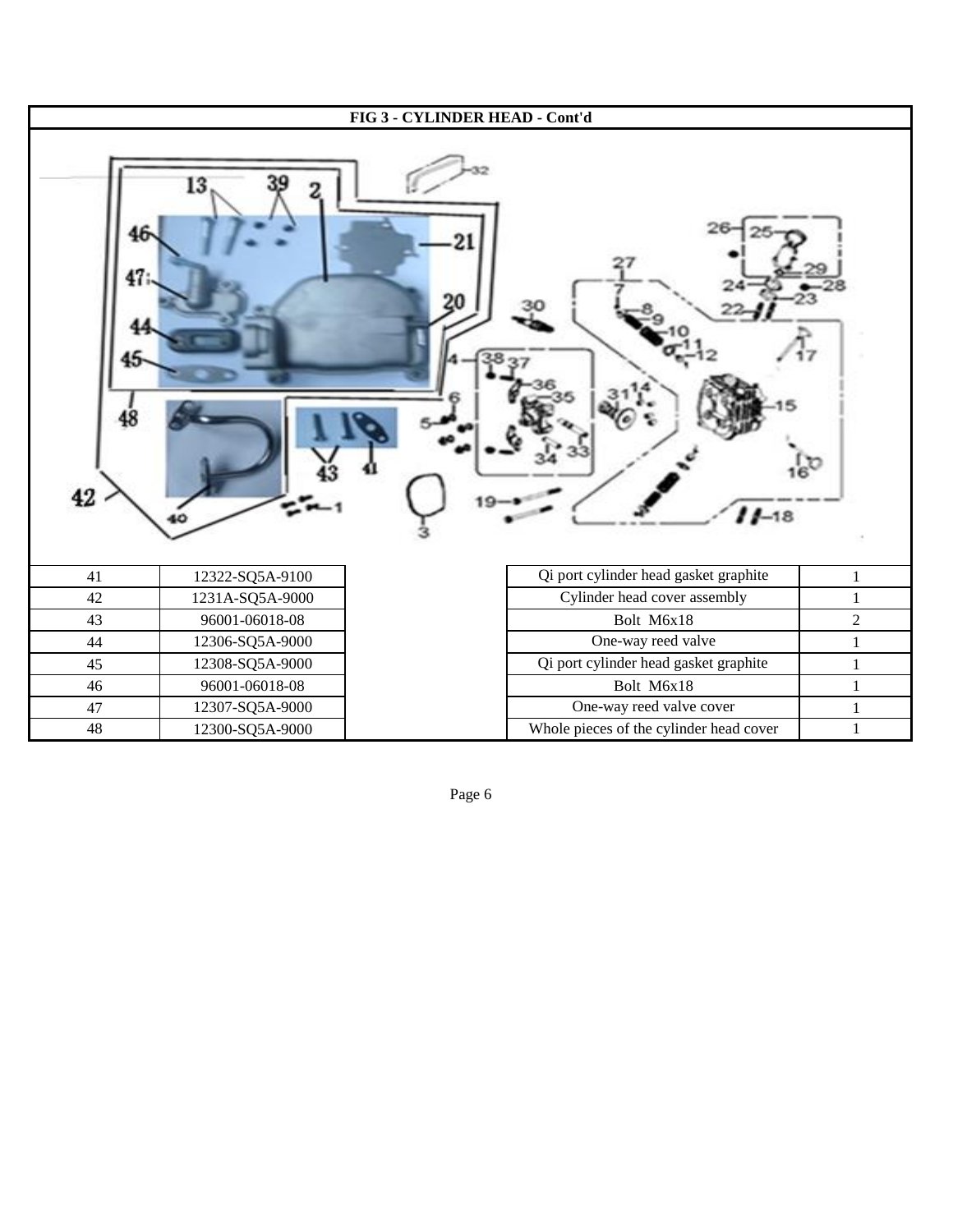## FIG 3 - CYLINDER HEAD - Cont'd

| | | | | |
|---|---|---|---|---|
| 41 | 12322-SQ5A-9100 | | Qi port cylinder head gasket graphite | 1 |
| 42 | 1231A-SQ5A-9000 | | Cylinder head cover assembly | 1 |
| 43 | 96001-06018-08 | | Bolt M6x18 | 2 |
| 44 | 12306-SQ5A-9000 | | One-way reed valve | 1 |
| 45 | 12308-SQ5A-9000 | | Qi port cylinder head gasket graphite | 1 |
| 46 | 96001-06018-08 | | Bolt M6x18 | 1 |
| 47 | 12307-SQ5A-9000 | | One-way reed valve cover | 1 |
| 48 | 12300-SQ5A-9000 | | Whole pieces of the cylinder head cover | 1 |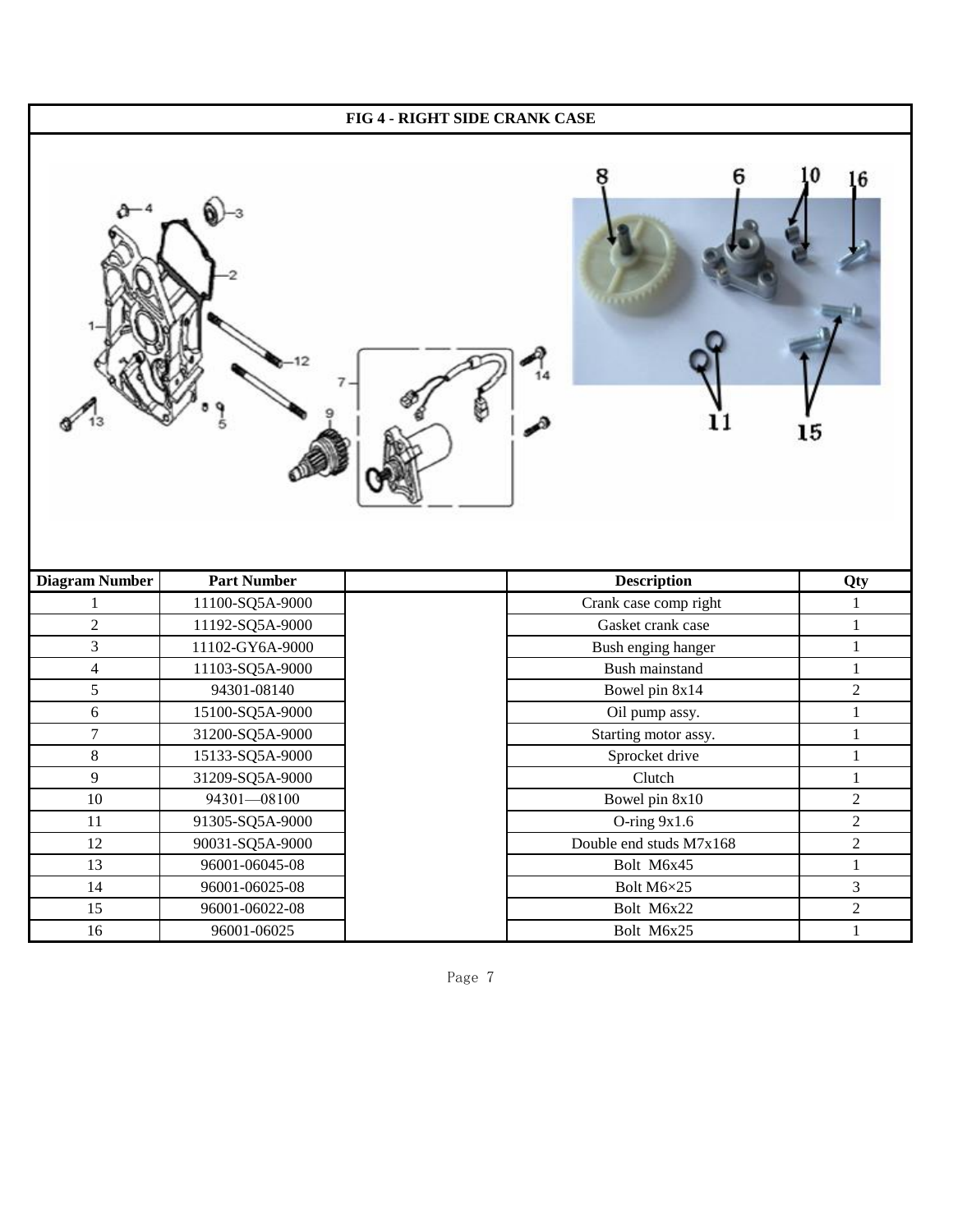# FIG 4 - RIGHT SIDE CRANK CASE

| Diagram Number | Part Number | | Description | Qty |
|---|---|---|---|---|
| 1 | 11100-SQ5A-9000 | | Crank case comp right | 1 |
| 2 | 11192-SQ5A-9000 | | Gasket crank case | 1 |
| 3 | 11102-GY6A-9000 | | Bush enging hanger | 1 |
| 4 | 11103-SQ5A-9000 | | Bush mainstand | 1 |
| 5 | 94301-08140 | | Bowel pin 8x14 | 2 |
| 6 | 15100-SQ5A-9000 | | Oil pump assy. | 1 |
| 7 | 31200-SQ5A-9000 | | Starting motor assy. | 1 |
| 8 | 15133-SQ5A-9000 | | Sprocket drive | 1 |
| 9 | 31209-SQ5A-9000 | | Clutch | 1 |
| 10 | 94301—08100 | | Bowel pin 8x10 | 2 |
| 11 | 91305-SQ5A-9000 | | O-ring 9x1.6 | 2 |
| 12 | 90031-SQ5A-9000 | | Double end studs M7x168 | 2 |
| 13 | 96001-06045-08 | | Bolt M6x45 | 1 |
| 14 | 96001-06025-08 | | Bolt M6×25 | 3 |
| 15 | 96001-06022-08 | | Bolt M6x22 | 2 |
| 16 | 96001-06025 | | Bolt M6x25 | 1 |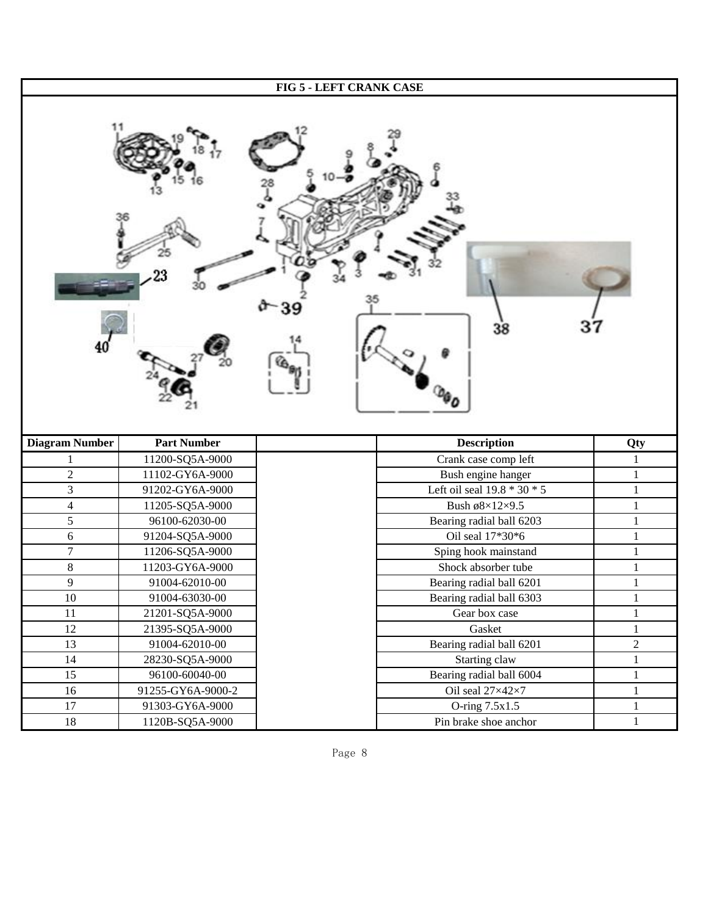## FIG 5 - LEFT CRANK CASE

| Diagram Number | Part Number | | Description | Qty |
|---|---|---|---|---|
| 1 | 11200-SQ5A-9000 | | Crank case comp left | 1 |
| 2 | 11102-GY6A-9000 | | Bush engine hanger | 1 |
| 3 | 91202-GY6A-9000 | | Left oil seal 19.8 * 30 * 5 | 1 |
| 4 | 11205-SQ5A-9000 | | Bush ø8×12×9.5 | 1 |
| 5 | 96100-62030-00 | | Bearing radial ball 6203 | 1 |
| 6 | 91204-SQ5A-9000 | | Oil seal 17*30*6 | 1 |
| 7 | 11206-SQ5A-9000 | | Sping hook mainstand | 1 |
| 8 | 11203-GY6A-9000 | | Shock absorber tube | 1 |
| 9 | 91004-62010-00 | | Bearing radial ball 6201 | 1 |
| 10 | 91004-63030-00 | | Bearing radial ball 6303 | 1 |
| 11 | 21201-SQ5A-9000 | | Gear box case | 1 |
| 12 | 21395-SQ5A-9000 | | Gasket | 1 |
| 13 | 91004-62010-00 | | Bearing radial ball 6201 | 2 |
| 14 | 28230-SQ5A-9000 | | Starting claw | 1 |
| 15 | 96100-60040-00 | | Bearing radial ball 6004 | 1 |
| 16 | 91255-GY6A-9000-2 | | Oil seal 27×42×7 | 1 |
| 17 | 91303-GY6A-9000 | | O-ring 7.5x1.5 | 1 |
| 18 | 1120B-SQ5A-9000 | | Pin brake shoe anchor | 1 |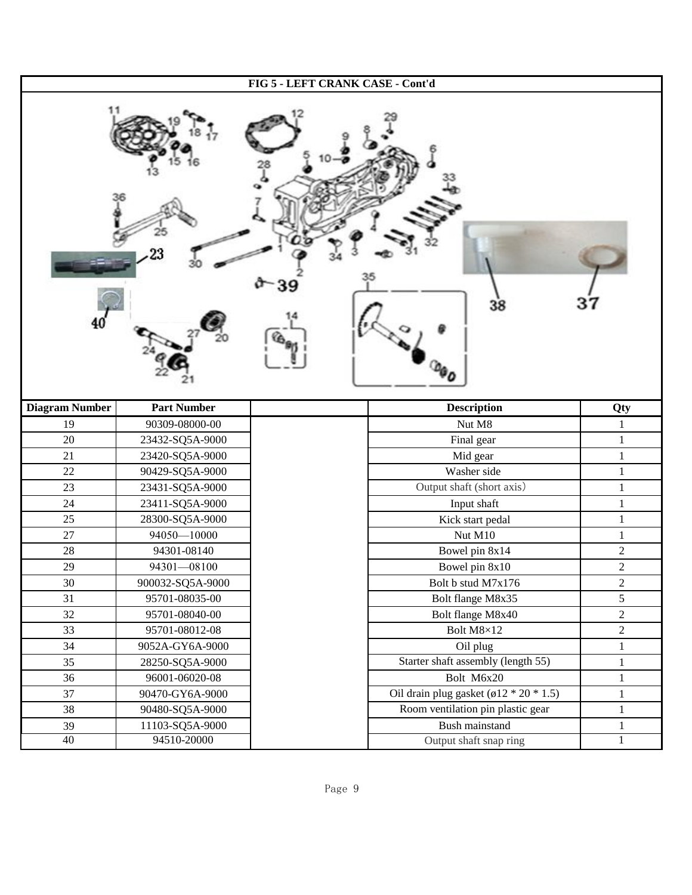# FIG 5 - LEFT CRANK CASE - Cont'd

| Diagram Number | Part Number | | Description | Qty |
|---|---|---|---|---|
| 19 | 90309-08000-00 | | Nut M8 | 1 |
| 20 | 23432-SQ5A-9000 | | Final gear | 1 |
| 21 | 23420-SQ5A-9000 | | Mid gear | 1 |
| 22 | 90429-SQ5A-9000 | | Washer side | 1 |
| 23 | 23431-SQ5A-9000 | | Output shaft (short axis） | 1 |
| 24 | 23411-SQ5A-9000 | | Input shaft | 1 |
| 25 | 28300-SQ5A-9000 | | Kick start pedal | 1 |
| 27 | 94050—10000 | | Nut M10 | 1 |
| 28 | 94301-08140 | | Bowel pin 8x14 | 2 |
| 29 | 94301—08100 | | Bowel pin 8x10 | 2 |
| 30 | 900032-SQ5A-9000 | | Bolt b stud M7x176 | 2 |
| 31 | 95701-08035-00 | | Bolt flange M8x35 | 5 |
| 32 | 95701-08040-00 | | Bolt flange M8x40 | 2 |
| 33 | 95701-08012-08 | | Bolt M8×12 | 2 |
| 34 | 9052A-GY6A-9000 | | Oil plug | 1 |
| 35 | 28250-SQ5A-9000 | | Starter shaft assembly (length 55) | 1 |
| 36 | 96001-06020-08 | | Bolt M6x20 | 1 |
| 37 | 90470-GY6A-9000 | | Oil drain plug gasket (ø12 * 20 * 1.5) | 1 |
| 38 | 90480-SQ5A-9000 | | Room ventilation pin plastic gear | 1 |
| 39 | 11103-SQ5A-9000 | | Bush mainstand | 1 |
| 40 | 94510-20000 | | Output shaft snap ring | 1 |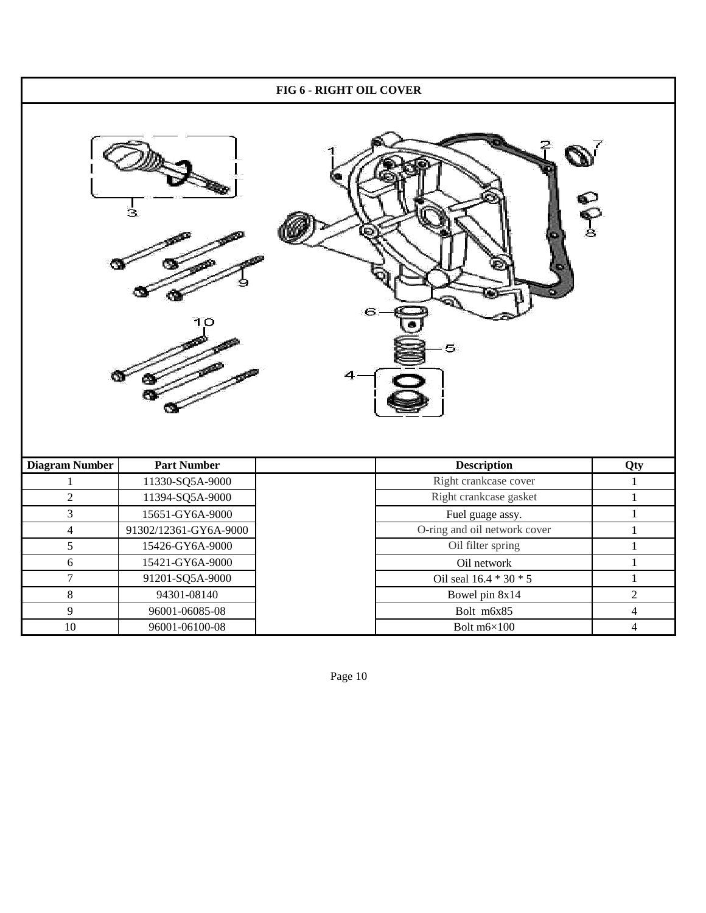## FIG 6 - RIGHT OIL COVER

| Diagram Number | Part Number | | Description | Qty |
|---|---|---|---|---|
| 1 | 11330-SQ5A-9000 | | Right crankcase cover | 1 |
| 2 | 11394-SQ5A-9000 | | Right crankcase gasket | 1 |
| 3 | 15651-GY6A-9000 | | Fuel guage assy. | 1 |
| 4 | 91302/12361-GY6A-9000 | | O-ring and oil network cover | 1 |
| 5 | 15426-GY6A-9000 | | Oil filter spring | 1 |
| 6 | 15421-GY6A-9000 | | Oil network | 1 |
| 7 | 91201-SQ5A-9000 | | Oil seal 16.4 * 30 * 5 | 1 |
| 8 | 94301-08140 | | Bowel pin 8x14 | 2 |
| 9 | 96001-06085-08 | | Bolt m6x85 | 4 |
| 10 | 96001-06100-08 | | Bolt m6×100 | 4 |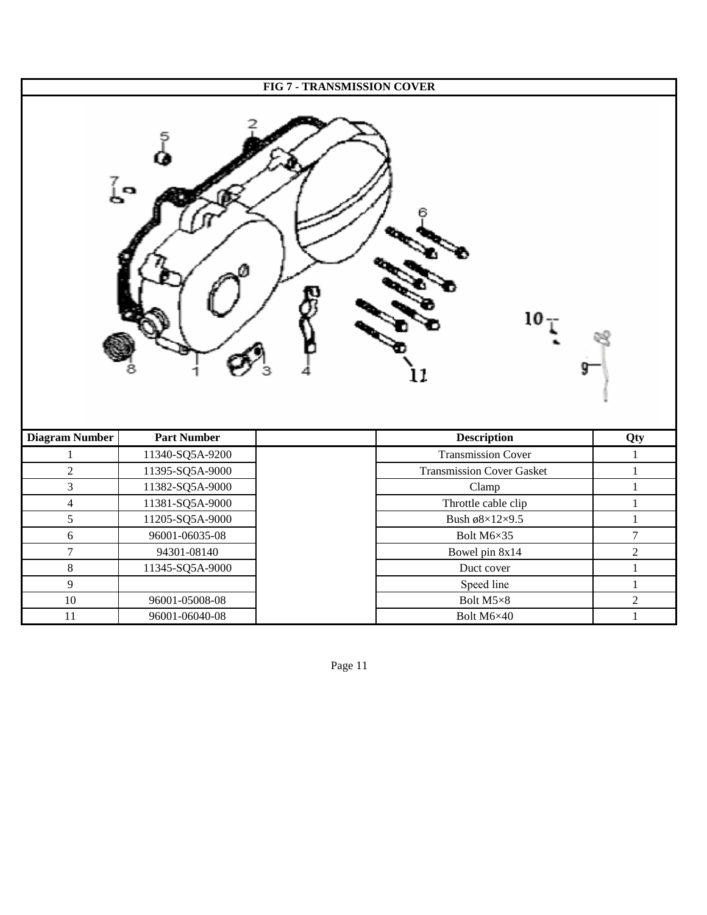# FIG 7 - TRANSMISSION COVER

| Diagram Number | Part Number | | Description | Qty |
|---|---|---|---|---|
| 1 | 11340-SQ5A-9200 | | Transmission Cover | 1 |
| 2 | 11395-SQ5A-9000 | | Transmission Cover Gasket | 1 |
| 3 | 11382-SQ5A-9000 | | Clamp | 1 |
| 4 | 11381-SQ5A-9000 | | Throttle cable clip | 1 |
| 5 | 11205-SQ5A-9000 | | Bush ø8×12×9.5 | 1 |
| 6 | 96001-06035-08 | | Bolt M6×35 | 7 |
| 7 | 94301-08140 | | Bowel pin 8x14 | 2 |
| 8 | 11345-SQ5A-9000 | | Duct cover | 1 |
| 9 | | | Speed line | 1 |
| 10 | 96001-05008-08 | | Bolt M5×8 | 2 |
| 11 | 96001-06040-08 | | Bolt M6×40 | 1 |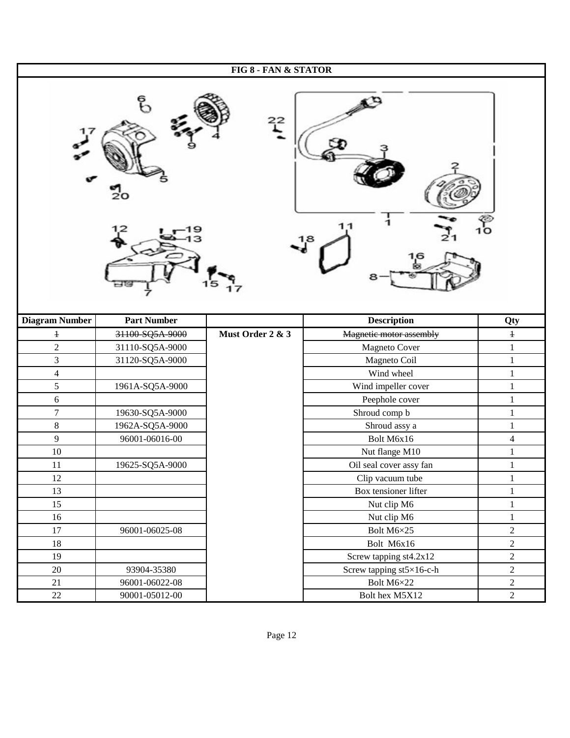# FIG 8 - FAN & STATOR

| Diagram Number | Part Number | | Description | Qty |
|---|---|---|---|---|
| ~~1~~ | ~~31100-SQ5A-9000~~ | **Must Order 2 & 3** | ~~Magnetic motor assembly~~ | ~~1~~ |
| 2 | 31110-SQ5A-9000 | | Magneto Cover | 1 |
| 3 | 31120-SQ5A-9000 | | Magneto Coil | 1 |
| 4 | | | Wind wheel | 1 |
| 5 | 1961A-SQ5A-9000 | | Wind impeller cover | 1 |
| 6 | | | Peephole cover | 1 |
| 7 | 19630-SQ5A-9000 | | Shroud comp b | 1 |
| 8 | 1962A-SQ5A-9000 | | Shroud assy a | 1 |
| 9 | 96001-06016-00 | | Bolt M6x16 | 4 |
| 10 | | | Nut flange M10 | 1 |
| 11 | 19625-SQ5A-9000 | | Oil seal cover assy fan | 1 |
| 12 | | | Clip vacuum tube | 1 |
| 13 | | | Box tensioner lifter | 1 |
| 15 | | | Nut clip M6 | 1 |
| 16 | | | Nut clip M6 | 1 |
| 17 | 96001-06025-08 | | Bolt M6×25 | 2 |
| 18 | | | Bolt M6x16 | 2 |
| 19 | | | Screw tapping st4.2x12 | 2 |
| 20 | 93904-35380 | | Screw tapping st5×16-c-h | 2 |
| 21 | 96001-06022-08 | | Bolt M6×22 | 2 |
| 22 | 90001-05012-00 | | Bolt hex M5X12 | 2 |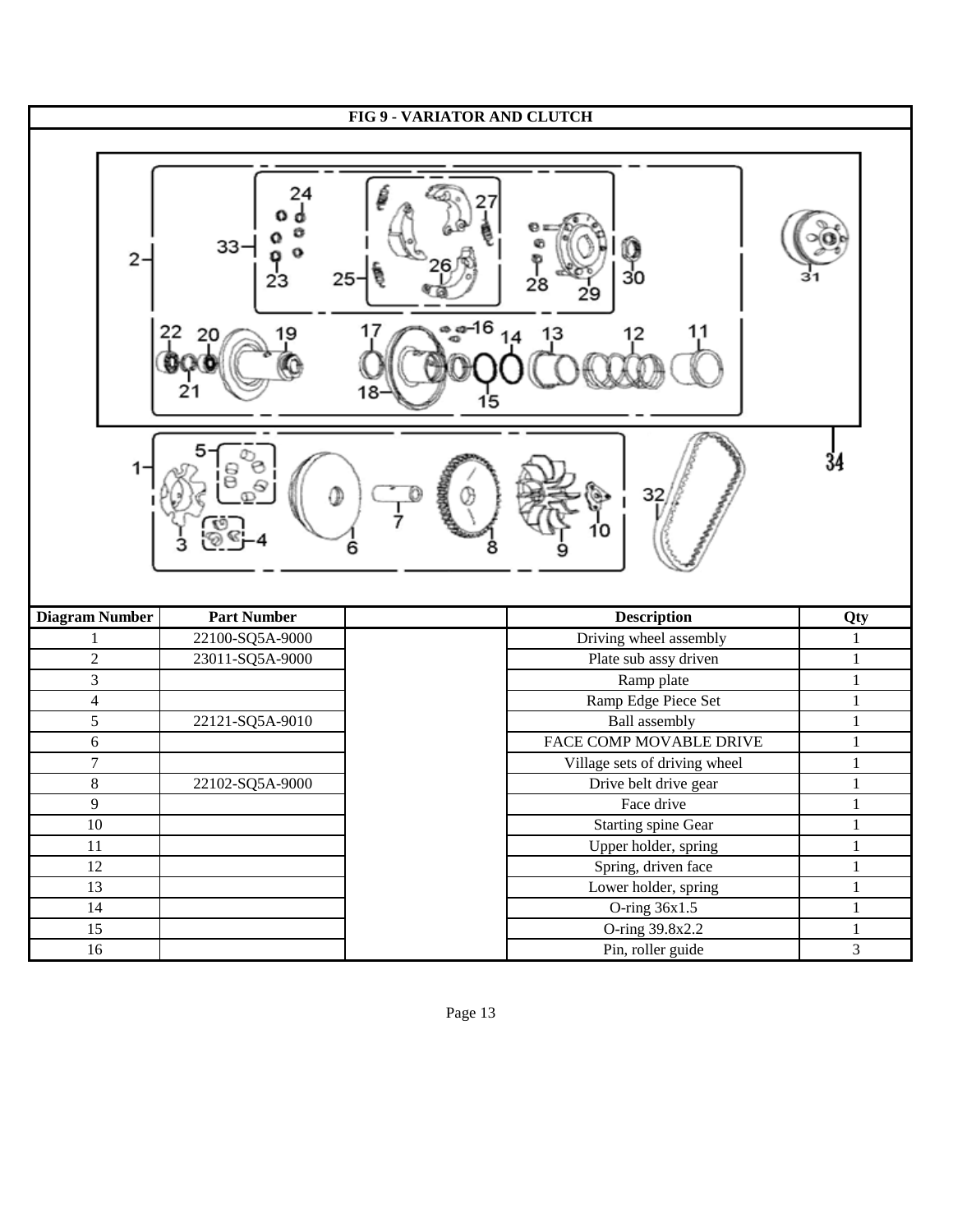## FIG 9 - VARIATOR AND CLUTCH

| Diagram Number | Part Number | | Description | Qty |
|---|---|---|---|---|
| 1 | 22100-SQ5A-9000 | | Driving wheel assembly | 1 |
| 2 | 23011-SQ5A-9000 | | Plate sub assy driven | 1 |
| 3 | | | Ramp plate | 1 |
| 4 | | | Ramp Edge Piece Set | 1 |
| 5 | 22121-SQ5A-9010 | | Ball assembly | 1 |
| 6 | | | FACE COMP MOVABLE DRIVE | 1 |
| 7 | | | Village sets of driving wheel | 1 |
| 8 | 22102-SQ5A-9000 | | Drive belt drive gear | 1 |
| 9 | | | Face drive | 1 |
| 10 | | | Starting spine Gear | 1 |
| 11 | | | Upper holder, spring | 1 |
| 12 | | | Spring, driven face | 1 |
| 13 | | | Lower holder, spring | 1 |
| 14 | | | O-ring 36x1.5 | 1 |
| 15 | | | O-ring 39.8x2.2 | 1 |
| 16 | | | Pin, roller guide | 3 |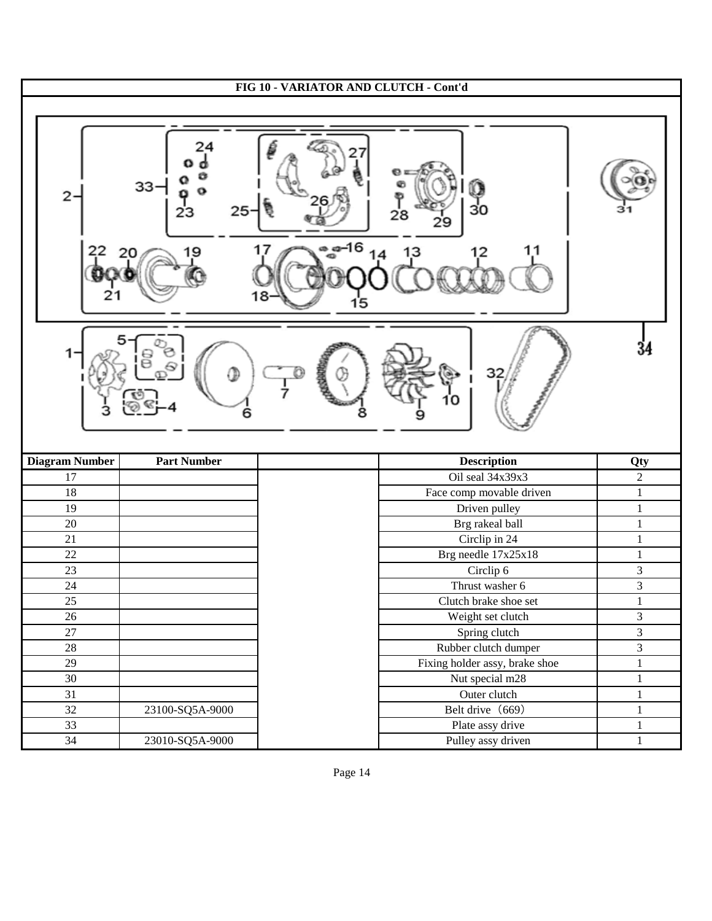## FIG 10 - VARIATOR AND CLUTCH - Cont'd

| Diagram Number | Part Number | | Description | Qty |
|---|---|---|---|---|
| 17 | | | Oil seal 34x39x3 | 2 |
| 18 | | | Face comp movable driven | 1 |
| 19 | | | Driven pulley | 1 |
| 20 | | | Brg rakeal ball | 1 |
| 21 | | | Circlip in 24 | 1 |
| 22 | | | Brg needle 17x25x18 | 1 |
| 23 | | | Circlip 6 | 3 |
| 24 | | | Thrust washer 6 | 3 |
| 25 | | | Clutch brake shoe set | 1 |
| 26 | | | Weight set clutch | 3 |
| 27 | | | Spring clutch | 3 |
| 28 | | | Rubber clutch dumper | 3 |
| 29 | | | Fixing holder assy, brake shoe | 1 |
| 30 | | | Nut special m28 | 1 |
| 31 | | | Outer clutch | 1 |
| 32 | 23100-SQ5A-9000 | | Belt drive（669） | 1 |
| 33 | | | Plate assy drive | 1 |
| 34 | 23010-SQ5A-9000 | | Pulley assy driven | 1 |